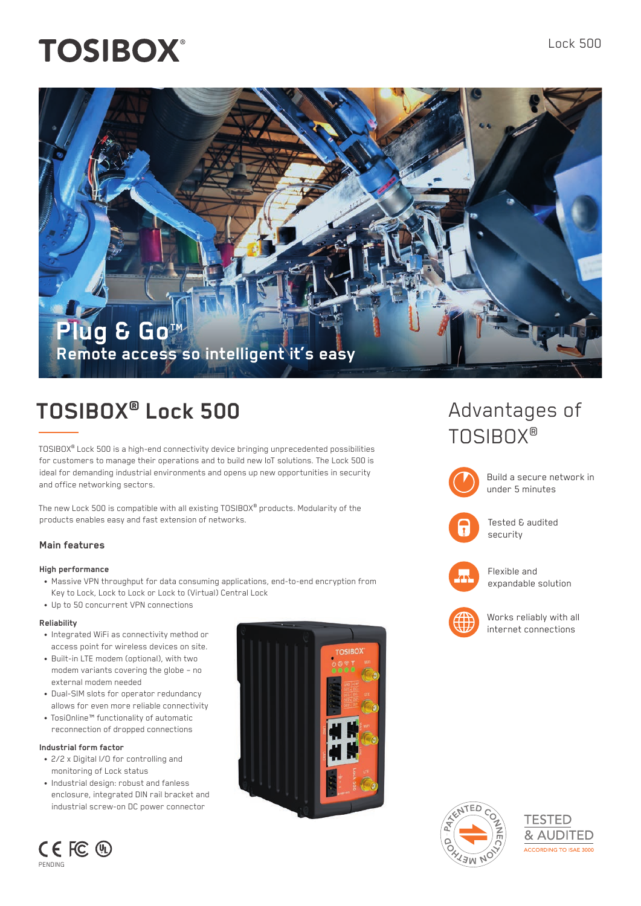# TOSIBOX®

Lock 500

**Plug & Go™**
**Remote access so intelligent it's easy**

## TOSIBOX® Lock 500

TOSIBOX® Lock 500 is a high-end connectivity device bringing unprecedented possibilities for customers to manage their operations and to build new IoT solutions. The Lock 500 is ideal for demanding industrial environments and opens up new opportunities in security and office networking sectors.

The new Lock 500 is compatible with all existing TOSIBOX® products. Modularity of the products enables easy and fast extension of networks.

### Main features

#### High performance

- Massive VPN throughput for data consuming applications, end-to-end encryption from Key to Lock, Lock to Lock or Lock to (Virtual) Central Lock
- Up to 50 concurrent VPN connections

#### Reliability

- Integrated WiFi as connectivity method or access point for wireless devices on site.
- Built-in LTE modem (optional), with two modem variants covering the globe – no external modem needed
- Dual-SIM slots for operator redundancy allows for even more reliable connectivity
- TosiOnline™ functionality of automatic reconnection of dropped connections

#### Industrial form factor

- 2/2 x Digital I/O for controlling and monitoring of Lock status
- Industrial design: robust and fanless enclosure, integrated DIN rail bracket and industrial screw-on DC power connector

CE FC UL PENDING

## Advantages of TOSIBOX®

- Build a secure network in under 5 minutes
- Tested & audited security
- Flexible and expandable solution
- Works reliably with all internet connections

PATENTED CONNECTION METHOD

TESTED & AUDITED
ACCORDING TO ISAE 3000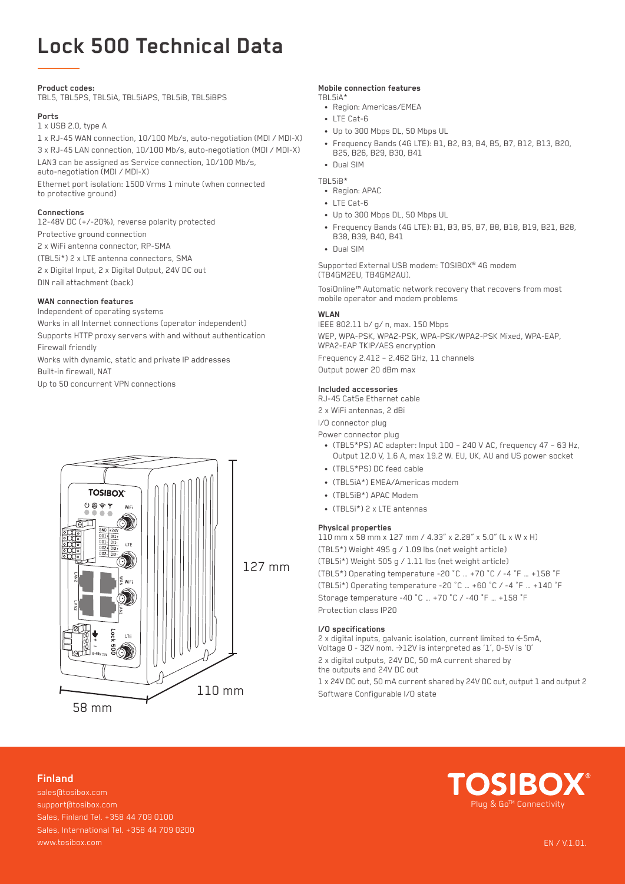# Lock 500 Technical Data

**Product codes:**
TBL5, TBL5PS, TBL5iA, TBL5iAPS, TBL5iB, TBL5iBPS

**Ports**
1 x USB 2.0, type A
1 x RJ-45 WAN connection, 10/100 Mb/s, auto-negotiation (MDI / MDI-X)
3 x RJ-45 LAN connection, 10/100 Mb/s, auto-negotiation (MDI / MDI-X)
LAN3 can be assigned as Service connection, 10/100 Mb/s, auto-negotiation (MDI / MDI-X)
Ethernet port isolation: 1500 Vrms 1 minute (when connected to protective ground)

**Connections**
12-48V DC (+/-20%), reverse polarity protected
Protective ground connection
2 x WiFi antenna connector, RP-SMA
(TBL5i*) 2 x LTE antenna connectors, SMA
2 x Digital Input, 2 x Digital Output, 24V DC out
DIN rail attachment (back)

**WAN connection features**
Independent of operating systems
Works in all Internet connections (operator independent)
Supports HTTP proxy servers with and without authentication
Firewall friendly
Works with dynamic, static and private IP addresses
Built-in firewall, NAT
Up to 50 concurrent VPN connections

127 mm
110 mm
58 mm

**Mobile connection features**
TBL5iA*
- Region: Americas/EMEA
- LTE Cat-6
- Up to 300 Mbps DL, 50 Mbps UL
- Frequency Bands (4G LTE): B1, B2, B3, B4, B5, B7, B12, B13, B20, B25, B26, B29, B30, B41
- Dual SIM

TBL5iB*
- Region: APAC
- LTE Cat-6
- Up to 300 Mbps DL, 50 Mbps UL
- Frequency Bands (4G LTE): B1, B3, B5, B7, B8, B18, B19, B21, B28, B38, B39, B40, B41
- Dual SIM

Supported External USB modem: TOSIBOX® 4G modem (TB4GM2EU, TB4GM2AU).

TosiOnline™ Automatic network recovery that recovers from most mobile operator and modem problems

**WLAN**
IEEE 802.11 b/ g/ n, max. 150 Mbps
WEP, WPA-PSK, WPA2-PSK, WPA-PSK/WPA2-PSK Mixed, WPA-EAP, WPA2-EAP TKIP/AES encryption
Frequency 2.412 – 2.462 GHz, 11 channels
Output power 20 dBm max

**Included accessories**
RJ-45 Cat5e Ethernet cable
2 x WiFi antennas, 2 dBi
I/O connector plug
Power connector plug
- (TBL5*PS) AC adapter: Input 100 – 240 V AC, frequency 47 – 63 Hz, Output 12.0 V, 1.6 A, max 19.2 W. EU, UK, AU and US power socket
- (TBL5*PS) DC feed cable
- (TBL5iA*) EMEA/Americas modem
- (TBL5iB*) APAC Modem
- (TBL5i*) 2 x LTE antennas

**Physical properties**
110 mm x 58 mm x 127 mm / 4.33" x 2.28" x 5.0" (L x W x H)
(TBL5*) Weight 495 g / 1.09 lbs (net weight article)
(TBL5i*) Weight 505 g / 1.11 lbs (net weight article)
(TBL5*) Operating temperature -20 °C … +70 °C / -4 °F … +158 °F
(TBL5i*) Operating temperature -20 °C … +60 °C / -4 °F … +140 °F
Storage temperature -40 °C … +70 °C / -40 °F … +158 °F
Protection class IP20

**I/O specifications**
2 x digital inputs, galvanic isolation, current limited to <5mA, Voltage 0 - 32V nom. >12V is interpreted as '1', 0-5V is '0'
2 x digital outputs, 24V DC, 50 mA current shared by the outputs and 24V DC out
1 x 24V DC out, 50 mA current shared by 24V DC out, output 1 and output 2
Software Configurable I/O state

**Finland**
sales@tosibox.com
support@tosibox.com
Sales, Finland Tel. +358 44 709 0100
Sales, International Tel. +358 44 709 0200
www.tosibox.com

TOSIBOX® Plug & Go™ Connectivity

EN / V.1.01.